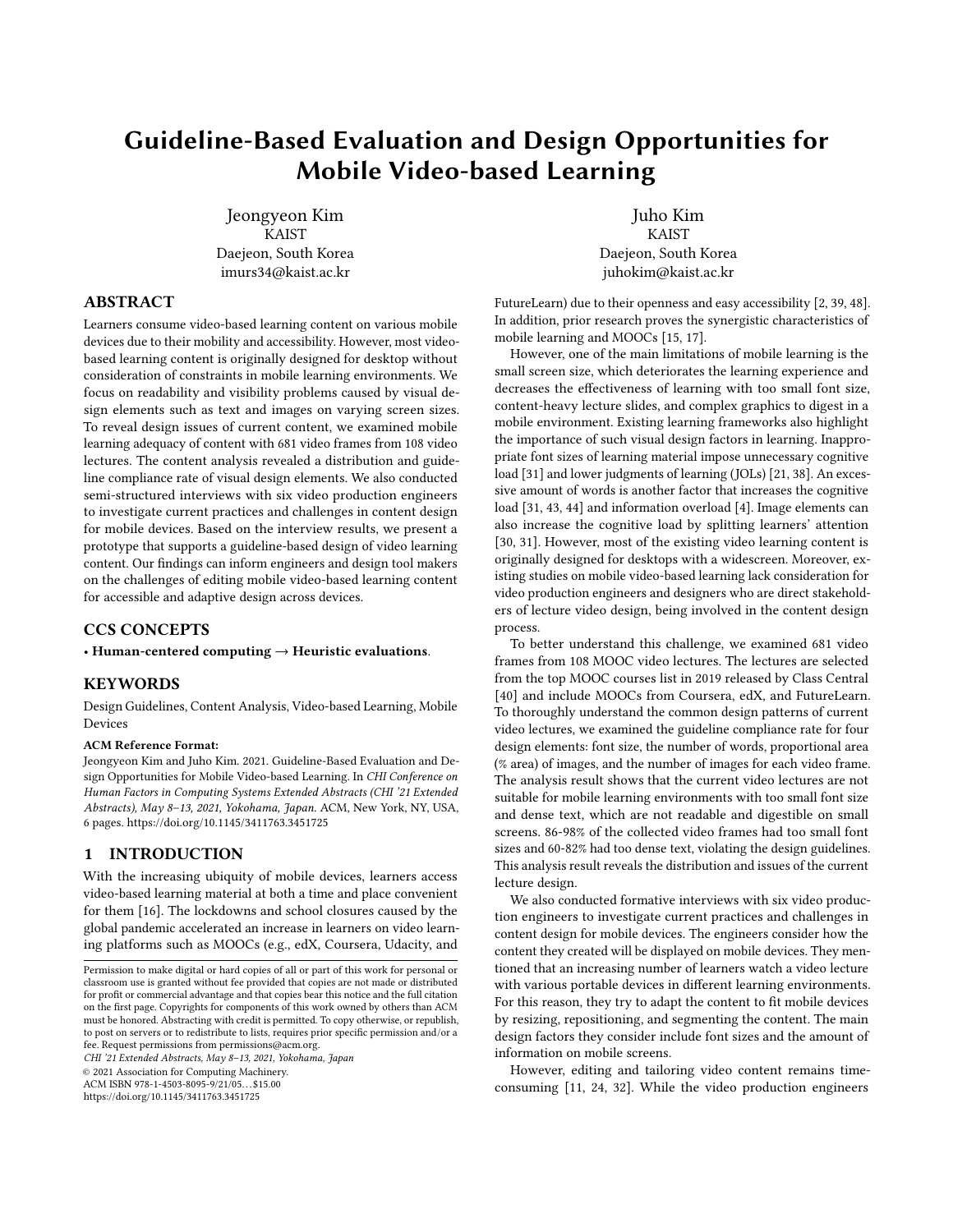# Guideline-Based Evaluation and Design Opportunities for Mobile Video-based Learning

Jeongyeon Kim
KAIST
Daejeon, South Korea
imurs34@kaist.ac.kr

Juho Kim
KAIST
Daejeon, South Korea
juhokim@kaist.ac.kr

## ABSTRACT

Learners consume video-based learning content on various mobile devices due to their mobility and accessibility. However, most video-based learning content is originally designed for desktop without consideration of constraints in mobile learning environments. We focus on readability and visibility problems caused by visual design elements such as text and images on varying screen sizes. To reveal design issues of current content, we examined mobile learning adequacy of content with 681 video frames from 108 video lectures. The content analysis revealed a distribution and guideline compliance rate of visual design elements. We also conducted semi-structured interviews with six video production engineers to investigate current practices and challenges in content design for mobile devices. Based on the interview results, we present a prototype that supports a guideline-based design of video learning content. Our findings can inform engineers and design tool makers on the challenges of editing mobile video-based learning content for accessible and adaptive design across devices.

## CCS CONCEPTS

• **Human-centered computing** → **Heuristic evaluations**.

## KEYWORDS

Design Guidelines, Content Analysis, Video-based Learning, Mobile Devices

**ACM Reference Format:**
Jeongyeon Kim and Juho Kim. 2021. Guideline-Based Evaluation and Design Opportunities for Mobile Video-based Learning. In *CHI Conference on Human Factors in Computing Systems Extended Abstracts (CHI '21 Extended Abstracts), May 8–13, 2021, Yokohama, Japan.* ACM, New York, NY, USA, 6 pages. https://doi.org/10.1145/3411763.3451725

## 1 INTRODUCTION

With the increasing ubiquity of mobile devices, learners access video-based learning material at both a time and place convenient for them [16]. The lockdowns and school closures caused by the global pandemic accelerated an increase in learners on video learning platforms such as MOOCs (e.g., edX, Coursera, Udacity, and FutureLearn) due to their openness and easy accessibility [2, 39, 48]. In addition, prior research proves the synergistic characteristics of mobile learning and MOOCs [15, 17].

However, one of the main limitations of mobile learning is the small screen size, which deteriorates the learning experience and decreases the effectiveness of learning with too small font size, content-heavy lecture slides, and complex graphics to digest in a mobile environment. Existing learning frameworks also highlight the importance of such visual design factors in learning. Inappropriate font sizes of learning material impose unnecessary cognitive load [31] and lower judgments of learning (JOLs) [21, 38]. An excessive amount of words is another factor that increases the cognitive load [31, 43, 44] and information overload [4]. Image elements can also increase the cognitive load by splitting learners' attention [30, 31]. However, most of the existing video learning content is originally designed for desktops with a widescreen. Moreover, existing studies on mobile video-based learning lack consideration for video production engineers and designers who are direct stakeholders of lecture video design, being involved in the content design process.

To better understand this challenge, we examined 681 video frames from 108 MOOC video lectures. The lectures are selected from the top MOOC courses list in 2019 released by Class Central [40] and include MOOCs from Coursera, edX, and FutureLearn. To thoroughly understand the common design patterns of current video lectures, we examined the guideline compliance rate for four design elements: font size, the number of words, proportional area (% area) of images, and the number of images for each video frame. The analysis result shows that the current video lectures are not suitable for mobile learning environments with too small font size and dense text, which are not readable and digestible on small screens. 86-98% of the collected video frames had too small font sizes and 60-82% had too dense text, violating the design guidelines. This analysis result reveals the distribution and issues of the current lecture design.

We also conducted formative interviews with six video production engineers to investigate current practices and challenges in content design for mobile devices. The engineers consider how the content they created will be displayed on mobile devices. They mentioned that an increasing number of learners watch a video lecture with various portable devices in different learning environments. For this reason, they try to adapt the content to fit mobile devices by resizing, repositioning, and segmenting the content. The main design factors they consider include font sizes and the amount of information on mobile screens.

However, editing and tailoring video content remains time-consuming [11, 24, 32]. While the video production engineers

Permission to make digital or hard copies of all or part of this work for personal or classroom use is granted without fee provided that copies are not made or distributed for profit or commercial advantage and that copies bear this notice and the full citation on the first page. Copyrights for components of this work owned by others than ACM must be honored. Abstracting with credit is permitted. To copy otherwise, or republish, to post on servers or to redistribute to lists, requires prior specific permission and/or a fee. Request permissions from permissions@acm.org.
*CHI '21 Extended Abstracts, May 8–13, 2021, Yokohama, Japan*
© 2021 Association for Computing Machinery.
ACM ISBN 978-1-4503-8095-9/21/05...$15.00
https://doi.org/10.1145/3411763.3451725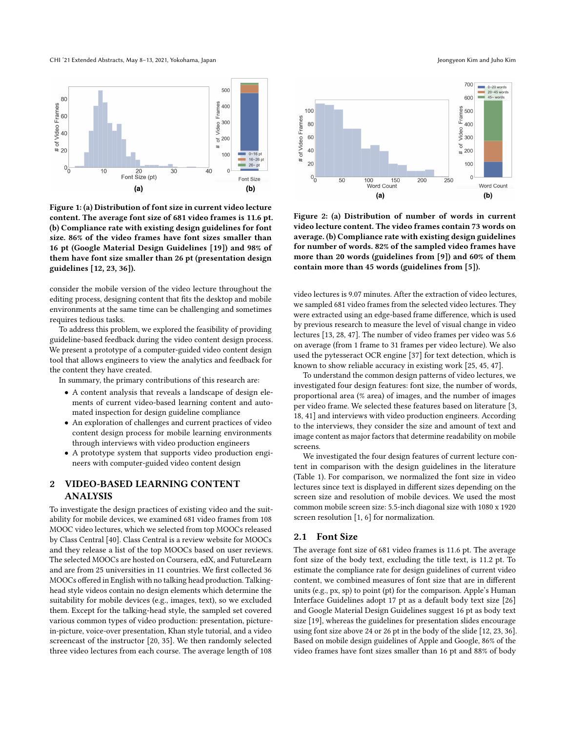80
60
40
20
0
0
10
20
30
40
Font Size (pt)
# of Video Frames
(a)

500
400
300
200
100
0
# of Video Frames
0~16 pt
16~26 pt
26~ pt
Font Size
(b)

**Figure 1: (a) Distribution of font size in current video lecture content. The average font size of 681 video frames is 11.6 pt. (b) Compliance rate with existing design guidelines for font size. 86% of the video frames have font sizes smaller than 16 pt (Google Material Design Guidelines [19]) and 98% of them have font size smaller than 26 pt (presentation design guidelines [12, 23, 36]).**

consider the mobile version of the video lecture throughout the editing process, designing content that fits the desktop and mobile environments at the same time can be challenging and sometimes requires tedious tasks.

To address this problem, we explored the feasibility of providing guideline-based feedback during the video content design process. We present a prototype of a computer-guided video content design tool that allows engineers to view the analytics and feedback for the content they have created.

In summary, the primary contributions of this research are:

- A content analysis that reveals a landscape of design elements of current video-based learning content and automated inspection for design guideline compliance
- An exploration of challenges and current practices of video content design process for mobile learning environments through interviews with video production engineers
- A prototype system that supports video production engineers with computer-guided video content design

## 2 VIDEO-BASED LEARNING CONTENT ANALYSIS

To investigate the design practices of existing video and the suitability for mobile devices, we examined 681 video frames from 108 MOOC video lectures, which we selected from top MOOCs released by Class Central [40]. Class Central is a review website for MOOCs and they release a list of the top MOOCs based on user reviews. The selected MOOCs are hosted on Coursera, edX, and FutureLearn and are from 25 universities in 11 countries. We first collected 36 MOOCs offered in English with no talking head production. Talking-head style videos contain no design elements which determine the suitability for mobile devices (e.g., images, text), so we excluded them. Except for the talking-head style, the sampled set covered various common types of video production: presentation, picture-in-picture, voice-over presentation, Khan style tutorial, and a video screencast of the instructor [20, 35]. We then randomly selected three video lectures from each course. The average length of 108

100
80
60
40
20
0
0
50
100
150
200
250
Word Count
# of Video Frames
(a)

700
600
500
400
300
200
100
0
# of Video Frames
0~20 words
20~45 words
45~ words
Word Count
(b)

**Figure 2: (a) Distribution of number of words in current video lecture content. The video frames contain 73 words on average. (b) Compliance rate with existing design guidelines for number of words. 82% of the sampled video frames have more than 20 words (guidelines from [9]) and 60% of them contain more than 45 words (guidelines from [5]).**

video lectures is 9.07 minutes. After the extraction of video lectures, we sampled 681 video frames from the selected video lectures. They were extracted using an edge-based frame difference, which is used by previous research to measure the level of visual change in video lectures [13, 28, 47]. The number of video frames per video was 5.6 on average (from 1 frame to 31 frames per video lecture). We also used the pytesseract OCR engine [37] for text detection, which is known to show reliable accuracy in existing work [25, 45, 47].

To understand the common design patterns of video lectures, we investigated four design features: font size, the number of words, proportional area (% area) of images, and the number of images per video frame. We selected these features based on literature [3, 18, 41] and interviews with video production engineers. According to the interviews, they consider the size and amount of text and image content as major factors that determine readability on mobile screens.

We investigated the four design features of current lecture content in comparison with the design guidelines in the literature (Table 1). For comparison, we normalized the font size in video lectures since text is displayed in different sizes depending on the screen size and resolution of mobile devices. We used the most common mobile screen size: 5.5-inch diagonal size with 1080 x 1920 screen resolution [1, 6] for normalization.

### 2.1 Font Size

The average font size of 681 video frames is 11.6 pt. The average font size of the body text, excluding the title text, is 11.2 pt. To estimate the compliance rate for design guidelines of current video content, we combined measures of font size that are in different units (e.g., px, sp) to point (pt) for the comparison. Apple's Human Interface Guidelines adopt 17 pt as a default body text size [26] and Google Material Design Guidelines suggest 16 pt as body text size [19], whereas the guidelines for presentation slides encourage using font size above 24 or 26 pt in the body of the slide [12, 23, 36]. Based on mobile design guidelines of Apple and Google, 86% of the video frames have font sizes smaller than 16 pt and 88% of body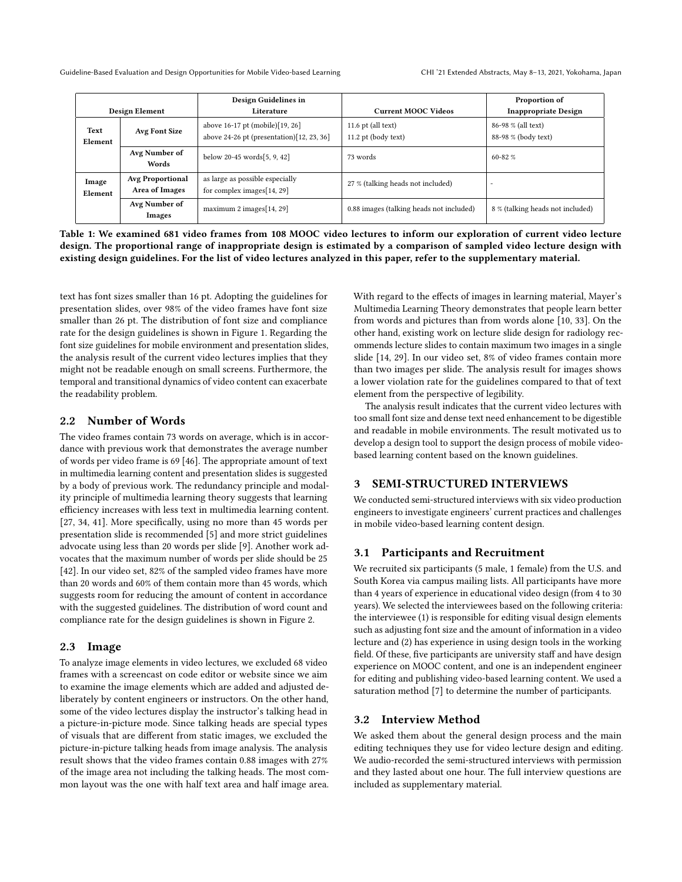| Design Element | | Design Guidelines in Literature | Current MOOC Videos | Proportion of Inappropriate Design |
|---|---|---|---|---|
| Text Element | Avg Font Size | above 16-17 pt (mobile)[19, 26]<br>above 24-26 pt (presentation)[12, 23, 36] | 11.6 pt (all text)<br>11.2 pt (body text) | 86-98 % (all text)<br>88-98 % (body text) |
| | Avg Number of Words | below 20-45 words[5, 9, 42] | 73 words | 60-82 % |
| Image Element | Avg Proportional Area of Images | as large as possible especially for complex images[14, 29] | 27 % (talking heads not included) | - |
| | Avg Number of Images | maximum 2 images[14, 29] | 0.88 images (talking heads not included) | 8 % (talking heads not included) |

**Table 1: We examined 681 video frames from 108 MOOC video lectures to inform our exploration of current video lecture design. The proportional range of inappropriate design is estimated by a comparison of sampled video lecture design with existing design guidelines. For the list of video lectures analyzed in this paper, refer to the supplementary material.**

text has font sizes smaller than 16 pt. Adopting the guidelines for presentation slides, over 98% of the video frames have font size smaller than 26 pt. The distribution of font size and compliance rate for the design guidelines is shown in Figure 1. Regarding the font size guidelines for mobile environment and presentation slides, the analysis result of the current video lectures implies that they might not be readable enough on small screens. Furthermore, the temporal and transitional dynamics of video content can exacerbate the readability problem.

## 2.2 Number of Words

The video frames contain 73 words on average, which is in accordance with previous work that demonstrates the average number of words per video frame is 69 [46]. The appropriate amount of text in multimedia learning content and presentation slides is suggested by a body of previous work. The redundancy principle and modality principle of multimedia learning theory suggests that learning efficiency increases with less text in multimedia learning content. [27, 34, 41]. More specifically, using no more than 45 words per presentation slide is recommended [5] and more strict guidelines advocate using less than 20 words per slide [9]. Another work advocates that the maximum number of words per slide should be 25 [42]. In our video set, 82% of the sampled video frames have more than 20 words and 60% of them contain more than 45 words, which suggests room for reducing the amount of content in accordance with the suggested guidelines. The distribution of word count and compliance rate for the design guidelines is shown in Figure 2.

## 2.3 Image

To analyze image elements in video lectures, we excluded 68 video frames with a screencast on code editor or website since we aim to examine the image elements which are added and adjusted deliberately by content engineers or instructors. On the other hand, some of the video lectures display the instructor's talking head in a picture-in-picture mode. Since talking heads are special types of visuals that are different from static images, we excluded the picture-in-picture talking heads from image analysis. The analysis result shows that the video frames contain 0.88 images with 27% of the image area not including the talking heads. The most common layout was the one with half text area and half image area. With regard to the effects of images in learning material, Mayer's Multimedia Learning Theory demonstrates that people learn better from words and pictures than from words alone [10, 33]. On the other hand, existing work on lecture slide design for radiology recommends lecture slides to contain maximum two images in a single slide [14, 29]. In our video set, 8% of video frames contain more than two images per slide. The analysis result for images shows a lower violation rate for the guidelines compared to that of text element from the perspective of legibility.

The analysis result indicates that the current video lectures with too small font size and dense text need enhancement to be digestible and readable in mobile environments. The result motivated us to develop a design tool to support the design process of mobile video-based learning content based on the known guidelines.

# 3 SEMI-STRUCTURED INTERVIEWS

We conducted semi-structured interviews with six video production engineers to investigate engineers' current practices and challenges in mobile video-based learning content design.

## 3.1 Participants and Recruitment

We recruited six participants (5 male, 1 female) from the U.S. and South Korea via campus mailing lists. All participants have more than 4 years of experience in educational video design (from 4 to 30 years). We selected the interviewees based on the following criteria: the interviewee (1) is responsible for editing visual design elements such as adjusting font size and the amount of information in a video lecture and (2) has experience in using design tools in the working field. Of these, five participants are university staff and have design experience on MOOC content, and one is an independent engineer for editing and publishing video-based learning content. We used a saturation method [7] to determine the number of participants.

## 3.2 Interview Method

We asked them about the general design process and the main editing techniques they use for video lecture design and editing. We audio-recorded the semi-structured interviews with permission and they lasted about one hour. The full interview questions are included as supplementary material.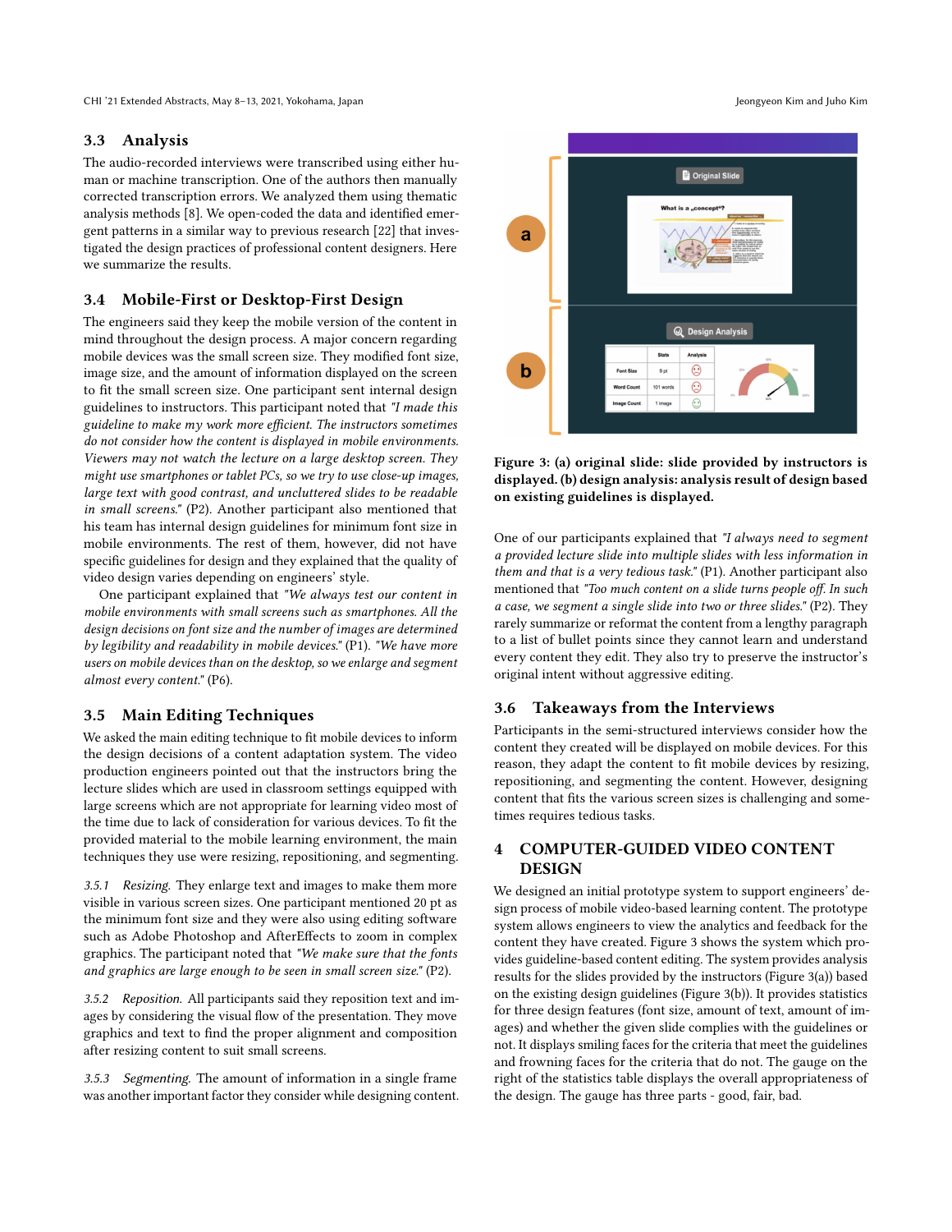### 3.3 Analysis

The audio-recorded interviews were transcribed using either human or machine transcription. One of the authors then manually corrected transcription errors. We analyzed them using thematic analysis methods [8]. We open-coded the data and identified emergent patterns in a similar way to previous research [22] that investigated the design practices of professional content designers. Here we summarize the results.

### 3.4 Mobile-First or Desktop-First Design

The engineers said they keep the mobile version of the content in mind throughout the design process. A major concern regarding mobile devices was the small screen size. They modified font size, image size, and the amount of information displayed on the screen to fit the small screen size. One participant sent internal design guidelines to instructors. This participant noted that *"I made this guideline to make my work more efficient. The instructors sometimes do not consider how the content is displayed in mobile environments. Viewers may not watch the lecture on a large desktop screen. They might use smartphones or tablet PCs, so we try to use close-up images, large text with good contrast, and uncluttered slides to be readable in small screens."* (P2). Another participant also mentioned that his team has internal design guidelines for minimum font size in mobile environments. The rest of them, however, did not have specific guidelines for design and they explained that the quality of video design varies depending on engineers' style.

One participant explained that *"We always test our content in mobile environments with small screens such as smartphones. All the design decisions on font size and the number of images are determined by legibility and readability in mobile devices."* (P1). *"We have more users on mobile devices than on the desktop, so we enlarge and segment almost every content."* (P6).

### 3.5 Main Editing Techniques

We asked the main editing technique to fit mobile devices to inform the design decisions of a content adaptation system. The video production engineers pointed out that the instructors bring the lecture slides which are used in classroom settings equipped with large screens which are not appropriate for learning video most of the time due to lack of consideration for various devices. To fit the provided material to the mobile learning environment, the main techniques they use were resizing, repositioning, and segmenting.

*3.5.1 Resizing.* They enlarge text and images to make them more visible in various screen sizes. One participant mentioned 20 pt as the minimum font size and they were also using editing software such as Adobe Photoshop and AfterEffects to zoom in complex graphics. The participant noted that *"We make sure that the fonts and graphics are large enough to be seen in small screen size."* (P2).

*3.5.2 Reposition.* All participants said they reposition text and images by considering the visual flow of the presentation. They move graphics and text to find the proper alignment and composition after resizing content to suit small screens.

*3.5.3 Segmenting.* The amount of information in a single frame was another important factor they consider while designing content.

a

Original Slide

What is a „concept"?

b

Design Analysis

Stats Analysis
Font Size 9 pt
Word Count 101 words
Image Count 1 image

**Figure 3: (a) original slide: slide provided by instructors is displayed. (b) design analysis: analysis result of design based on existing guidelines is displayed.**

One of our participants explained that *"I always need to segment a provided lecture slide into multiple slides with less information in them and that is a very tedious task."* (P1). Another participant also mentioned that *"Too much content on a slide turns people off. In such a case, we segment a single slide into two or three slides."* (P2). They rarely summarize or reformat the content from a lengthy paragraph to a list of bullet points since they cannot learn and understand every content they edit. They also try to preserve the instructor's original intent without aggressive editing.

### 3.6 Takeaways from the Interviews

Participants in the semi-structured interviews consider how the content they created will be displayed on mobile devices. For this reason, they adapt the content to fit mobile devices by resizing, repositioning, and segmenting the content. However, designing content that fits the various screen sizes is challenging and sometimes requires tedious tasks.

## 4 COMPUTER-GUIDED VIDEO CONTENT DESIGN

We designed an initial prototype system to support engineers' design process of mobile video-based learning content. The prototype system allows engineers to view the analytics and feedback for the content they have created. Figure 3 shows the system which provides guideline-based content editing. The system provides analysis results for the slides provided by the instructors (Figure 3(a)) based on the existing design guidelines (Figure 3(b)). It provides statistics for three design features (font size, amount of text, amount of images) and whether the given slide complies with the guidelines or not. It displays smiling faces for the criteria that meet the guidelines and frowning faces for the criteria that do not. The gauge on the right of the statistics table displays the overall appropriateness of the design. The gauge has three parts - good, fair, bad.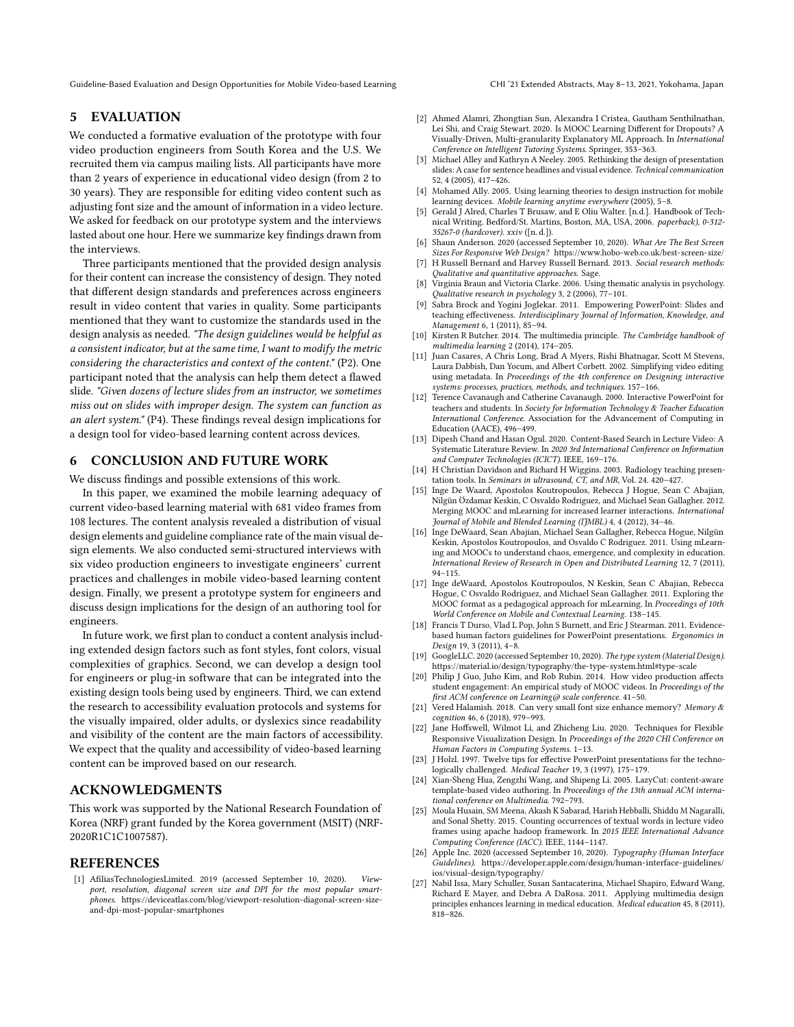## 5 EVALUATION

We conducted a formative evaluation of the prototype with four video production engineers from South Korea and the U.S. We recruited them via campus mailing lists. All participants have more than 2 years of experience in educational video design (from 2 to 30 years). They are responsible for editing video content such as adjusting font size and the amount of information in a video lecture. We asked for feedback on our prototype system and the interviews lasted about one hour. Here we summarize key findings drawn from the interviews.

Three participants mentioned that the provided design analysis for their content can increase the consistency of design. They noted that different design standards and preferences across engineers result in video content that varies in quality. Some participants mentioned that they want to customize the standards used in the design analysis as needed. *"The design guidelines would be helpful as a consistent indicator, but at the same time, I want to modify the metric considering the characteristics and context of the content."* (P2). One participant noted that the analysis can help them detect a flawed slide. *"Given dozens of lecture slides from an instructor, we sometimes miss out on slides with improper design. The system can function as an alert system."* (P4). These findings reveal design implications for a design tool for video-based learning content across devices.

## 6 CONCLUSION AND FUTURE WORK

We discuss findings and possible extensions of this work.

In this paper, we examined the mobile learning adequacy of current video-based learning material with 681 video frames from 108 lectures. The content analysis revealed a distribution of visual design elements and guideline compliance rate of the main visual design elements. We also conducted semi-structured interviews with six video production engineers to investigate engineers' current practices and challenges in mobile video-based learning content design. Finally, we present a prototype system for engineers and discuss design implications for the design of an authoring tool for engineers.

In future work, we first plan to conduct a content analysis including extended design factors such as font styles, font colors, visual complexities of graphics. Second, we can develop a design tool for engineers or plug-in software that can be integrated into the existing design tools being used by engineers. Third, we can extend the research to accessibility evaluation protocols and systems for the visually impaired, older adults, or dyslexics since readability and visibility of the content are the main factors of accessibility. We expect that the quality and accessibility of video-based learning content can be improved based on our research.

## ACKNOWLEDGMENTS

This work was supported by the National Research Foundation of Korea (NRF) grant funded by the Korea government (MSIT) (NRF-2020R1C1C1007587).

## REFERENCES

[1] AfiliasTechnologiesLimited. 2019 (accessed September 10, 2020). *Viewport, resolution, diagonal screen size and DPI for the most popular smartphones.* https://deviceatlas.com/blog/viewport-resolution-diagonal-screen-size-and-dpi-most-popular-smartphones

[2] Ahmed Alamri, Zhongtian Sun, Alexandra I Cristea, Gautham Senthilnathan, Lei Shi, and Craig Stewart. 2020. Is MOOC Learning Different for Dropouts? A Visually-Driven, Multi-granularity Explanatory ML Approach. In *International Conference on Intelligent Tutoring Systems.* Springer, 353–363.

[3] Michael Alley and Kathryn A Neeley. 2005. Rethinking the design of presentation slides: A case for sentence headlines and visual evidence. *Technical communication* 52, 4 (2005), 417–426.

[4] Mohamed Ally. 2005. Using learning theories to design instruction for mobile learning devices. *Mobile learning anytime everywhere* (2005), 5–8.

[5] Gerald J Alred, Charles T Brusaw, and E Oliu Walter. [n.d.]. Handbook of Technical Writing. Bedford/St. Martins, Boston, MA, USA, 2006. *paperback), 0-312-35267-0 (hardcover). xxiv* ([n. d.]).

[6] Shaun Anderson. 2020 (accessed September 10, 2020). *What Are The Best Screen Sizes For Responsive Web Design?* https://www.hobo-web.co.uk/best-screen-size/

[7] H Russell Bernard and Harvey Russell Bernard. 2013. *Social research methods: Qualitative and quantitative approaches.* Sage.

[8] Virginia Braun and Victoria Clarke. 2006. Using thematic analysis in psychology. *Qualitative research in psychology* 3, 2 (2006), 77–101.

[9] Sabra Brock and Yogini Joglekar. 2011. Empowering PowerPoint: Slides and teaching effectiveness. *Interdisciplinary Journal of Information, Knowledge, and Management* 6, 1 (2011), 85–94.

[10] Kirsten R Butcher. 2014. The multimedia principle. *The Cambridge handbook of multimedia learning* 2 (2014), 174–205.

[11] Juan Casares, A Chris Long, Brad A Myers, Rishi Bhatnagar, Scott M Stevens, Laura Dabbish, Dan Yocum, and Albert Corbett. 2002. Simplifying video editing using metadata. In *Proceedings of the 4th conference on Designing interactive systems: processes, practices, methods, and techniques.* 157–166.

[12] Terence Cavanaugh and Catherine Cavanaugh. 2000. Interactive PowerPoint for teachers and students. In *Society for Information Technology & Teacher Education International Conference.* Association for the Advancement of Computing in Education (AACE), 496–499.

[13] Dipesh Chand and Hasan Ogul. 2020. Content-Based Search in Lecture Video: A Systematic Literature Review. In *2020 3rd International Conference on Information and Computer Technologies (ICICT).* IEEE, 169–176.

[14] H Christian Davidson and Richard H Wiggins. 2003. Radiology teaching presentation tools. In *Seminars in ultrasound, CT, and MR*, Vol. 24. 420–427.

[15] Inge De Waard, Apostolos Koutropoulos, Rebecca J Hogue, Sean C Abajian, Nilgün Özdamar Keskin, C Osvaldo Rodriguez, and Michael Sean Gallagher. 2012. Merging MOOC and mLearning for increased learner interactions. *International Journal of Mobile and Blended Learning (IJMBL)* 4, 4 (2012), 34–46.

[16] Inge DeWaard, Sean Abajian, Michael Sean Gallagher, Rebecca Hogue, Nilgün Keskin, Apostolos Koutropoulos, and Osvaldo C Rodriguez. 2011. Using mLearning and MOOCs to understand chaos, emergence, and complexity in education. *International Review of Research in Open and Distributed Learning* 12, 7 (2011), 94–115.

[17] Inge deWaard, Apostolos Koutropoulos, N Keskin, Sean C Abajian, Rebecca Hogue, C Osvaldo Rodriguez, and Michael Sean Gallagher. 2011. Exploring the MOOC format as a pedagogical approach for mLearning. In *Proceedings of 10th World Conference on Mobile and Contextual Learning.* 138–145.

[18] Francis T Durso, Vlad L Pop, John S Burnett, and Eric J Stearman. 2011. Evidence-based human factors guidelines for PowerPoint presentations. *Ergonomics in Design* 19, 3 (2011), 4–8.

[19] GoogleLLC. 2020 (accessed September 10, 2020). *The type system (Material Design).* https://material.io/design/typography/the-type-system.html#type-scale

[20] Philip J Guo, Juho Kim, and Rob Rubin. 2014. How video production affects student engagement: An empirical study of MOOC videos. In *Proceedings of the first ACM conference on Learning@ scale conference.* 41–50.

[21] Vered Halamish. 2018. Can very small font size enhance memory? *Memory & cognition* 46, 6 (2018), 979–993.

[22] Jane Hoffswell, Wilmot Li, and Zhicheng Liu. 2020. Techniques for Flexible Responsive Visualization Design. In *Proceedings of the 2020 CHI Conference on Human Factors in Computing Systems.* 1–13.

[23] J Holzl. 1997. Twelve tips for effective PowerPoint presentations for the technologically challenged. *Medical Teacher* 19, 3 (1997), 175–179.

[24] Xian-Sheng Hua, Zengzhi Wang, and Shipeng Li. 2005. LazyCut: content-aware template-based video authoring. In *Proceedings of the 13th annual ACM international conference on Multimedia.* 792–793.

[25] Moula Husain, SM Meena, Akash K Sabarad, Harish Hebballi, Shiddu M Nagaralli, and Sonal Shetty. 2015. Counting occurrences of textual words in lecture video frames using apache hadoop framework. In *2015 IEEE International Advance Computing Conference (IACC).* IEEE, 1144–1147.

[26] Apple Inc. 2020 (accessed September 10, 2020). *Typography (Human Interface Guidelines).* https://developer.apple.com/design/human-interface-guidelines/ios/visual-design/typography/

[27] Nabil Issa, Mary Schuller, Susan Santacaterina, Michael Shapiro, Edward Wang, Richard E Mayer, and Debra A DaRosa. 2011. Applying multimedia design principles enhances learning in medical education. *Medical education* 45, 8 (2011), 818–826.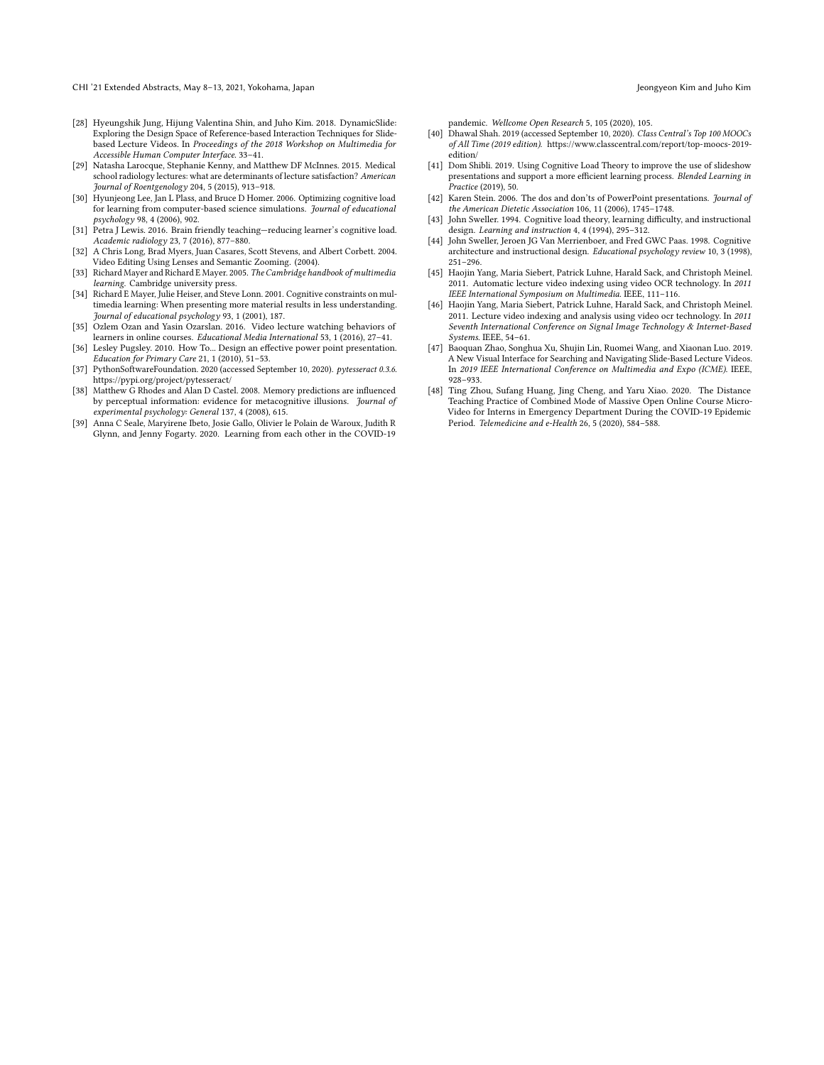- [28] Hyeungshik Jung, Hijung Valentina Shin, and Juho Kim. 2018. DynamicSlide: Exploring the Design Space of Reference-based Interaction Techniques for Slide-based Lecture Videos. In *Proceedings of the 2018 Workshop on Multimedia for Accessible Human Computer Interface*. 33–41.
- [29] Natasha Larocque, Stephanie Kenny, and Matthew DF McInnes. 2015. Medical school radiology lectures: what are determinants of lecture satisfaction? *American Journal of Roentgenology* 204, 5 (2015), 913–918.
- [30] Hyunjeong Lee, Jan L Plass, and Bruce D Homer. 2006. Optimizing cognitive load for learning from computer-based science simulations. *Journal of educational psychology* 98, 4 (2006), 902.
- [31] Petra J Lewis. 2016. Brain friendly teaching—reducing learner's cognitive load. *Academic radiology* 23, 7 (2016), 877–880.
- [32] A Chris Long, Brad Myers, Juan Casares, Scott Stevens, and Albert Corbett. 2004. Video Editing Using Lenses and Semantic Zooming. (2004).
- [33] Richard Mayer and Richard E Mayer. 2005. *The Cambridge handbook of multimedia learning.* Cambridge university press.
- [34] Richard E Mayer, Julie Heiser, and Steve Lonn. 2001. Cognitive constraints on multimedia learning: When presenting more material results in less understanding. *Journal of educational psychology* 93, 1 (2001), 187.
- [35] Ozlem Ozan and Yasin Ozarslan. 2016. Video lecture watching behaviors of learners in online courses. *Educational Media International* 53, 1 (2016), 27–41.
- [36] Lesley Pugsley. 2010. How To... Design an effective power point presentation. *Education for Primary Care* 21, 1 (2010), 51–53.
- [37] PythonSoftwareFoundation. 2020 (accessed September 10, 2020). *pytesseract 0.3.6*. https://pypi.org/project/pytesseract/
- [38] Matthew G Rhodes and Alan D Castel. 2008. Memory predictions are influenced by perceptual information: evidence for metacognitive illusions. *Journal of experimental psychology: General* 137, 4 (2008), 615.
- [39] Anna C Seale, Maryirene Ibeto, Josie Gallo, Olivier le Polain de Waroux, Judith R Glynn, and Jenny Fogarty. 2020. Learning from each other in the COVID-19 pandemic. *Wellcome Open Research* 5, 105 (2020), 105.
- [40] Dhawal Shah. 2019 (accessed September 10, 2020). *Class Central's Top 100 MOOCs of All Time (2019 edition)*. https://www.classcentral.com/report/top-moocs-2019-edition/
- [41] Dom Shibli. 2019. Using Cognitive Load Theory to improve the use of slideshow presentations and support a more efficient learning process. *Blended Learning in Practice* (2019), 50.
- [42] Karen Stein. 2006. The dos and don'ts of PowerPoint presentations. *Journal of the American Dietetic Association* 106, 11 (2006), 1745–1748.
- [43] John Sweller. 1994. Cognitive load theory, learning difficulty, and instructional design. *Learning and instruction* 4, 4 (1994), 295–312.
- [44] John Sweller, Jeroen JG Van Merrienboer, and Fred GWC Paas. 1998. Cognitive architecture and instructional design. *Educational psychology review* 10, 3 (1998), 251–296.
- [45] Haojin Yang, Maria Siebert, Patrick Luhne, Harald Sack, and Christoph Meinel. 2011. Automatic lecture video indexing using video OCR technology. In *2011 IEEE International Symposium on Multimedia*. IEEE, 111–116.
- [46] Haojin Yang, Maria Siebert, Patrick Luhne, Harald Sack, and Christoph Meinel. 2011. Lecture video indexing and analysis using video ocr technology. In *2011 Seventh International Conference on Signal Image Technology & Internet-Based Systems*. IEEE, 54–61.
- [47] Baoquan Zhao, Songhua Xu, Shujin Lin, Ruomei Wang, and Xiaonan Luo. 2019. A New Visual Interface for Searching and Navigating Slide-Based Lecture Videos. In *2019 IEEE International Conference on Multimedia and Expo (ICME)*. IEEE, 928–933.
- [48] Ting Zhou, Sufang Huang, Jing Cheng, and Yaru Xiao. 2020. The Distance Teaching Practice of Combined Mode of Massive Open Online Course Micro-Video for Interns in Emergency Department During the COVID-19 Epidemic Period. *Telemedicine and e-Health* 26, 5 (2020), 584–588.